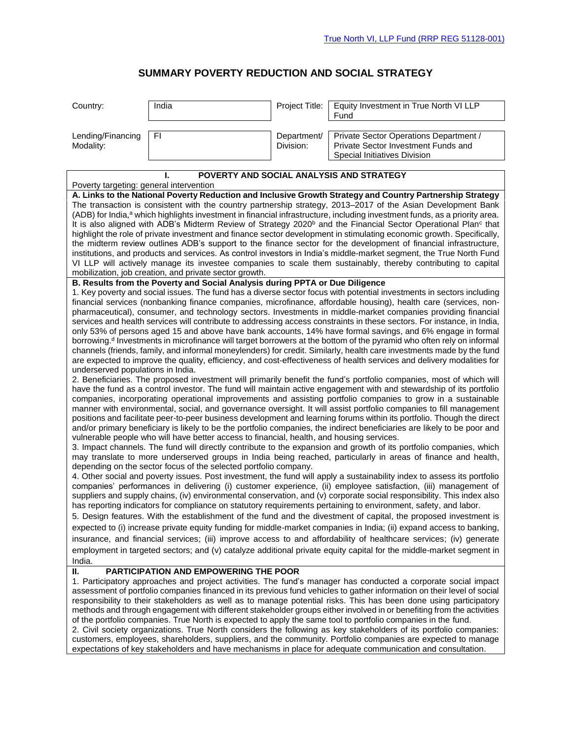True North VI, LLP Fund (RRP REG 51128-001)

# SUMMARY POVERTY REDUCTION AND SOCIAL STRATEGY

| Country: | India | Project Title: | Equity Investment in True North VI LLP Fund |
|---|---|---|---|
| Lending/Financing Modality: | FI | Department/ Division: | Private Sector Operations Department / Private Sector Investment Funds and Special Initiatives Division |

## I. POVERTY AND SOCIAL ANALYSIS AND STRATEGY

Poverty targeting: general intervention

**A. Links to the National Poverty Reduction and Inclusive Growth Strategy and Country Partnership Strategy**

The transaction is consistent with the country partnership strategy, 2013–2017 of the Asian Development Bank (ADB) for India,[a] which highlights investment in financial infrastructure, including investment funds, as a priority area. It is also aligned with ADB's Midterm Review of Strategy 2020[b] and the Financial Sector Operational Plan[c] that highlight the role of private investment and finance sector development in stimulating economic growth. Specifically, the midterm review outlines ADB's support to the finance sector for the development of financial infrastructure, institutions, and products and services. As control investors in India's middle-market segment, the True North Fund VI LLP will actively manage its investee companies to scale them sustainably, thereby contributing to capital mobilization, job creation, and private sector growth.

**B. Results from the Poverty and Social Analysis during PPTA or Due Diligence**

1. Key poverty and social issues. The fund has a diverse sector focus with potential investments in sectors including financial services (nonbanking finance companies, microfinance, affordable housing), health care (services, non-pharmaceutical), consumer, and technology sectors. Investments in middle-market companies providing financial services and health services will contribute to addressing access constraints in these sectors. For instance, in India, only 53% of persons aged 15 and above have bank accounts, 14% have formal savings, and 6% engage in formal borrowing.[d] Investments in microfinance will target borrowers at the bottom of the pyramid who often rely on informal channels (friends, family, and informal moneylenders) for credit. Similarly, health care investments made by the fund are expected to improve the quality, efficiency, and cost-effectiveness of health services and delivery modalities for underserved populations in India.

2. Beneficiaries. The proposed investment will primarily benefit the fund's portfolio companies, most of which will have the fund as a control investor. The fund will maintain active engagement with and stewardship of its portfolio companies, incorporating operational improvements and assisting portfolio companies to grow in a sustainable manner with environmental, social, and governance oversight. It will assist portfolio companies to fill management positions and facilitate peer-to-peer business development and learning forums within its portfolio. Though the direct and/or primary beneficiary is likely to be the portfolio companies, the indirect beneficiaries are likely to be poor and vulnerable people who will have better access to financial, health, and housing services.

3. Impact channels. The fund will directly contribute to the expansion and growth of its portfolio companies, which may translate to more underserved groups in India being reached, particularly in areas of finance and health, depending on the sector focus of the selected portfolio company.

4. Other social and poverty issues. Post investment, the fund will apply a sustainability index to assess its portfolio companies' performances in delivering (i) customer experience, (ii) employee satisfaction, (iii) management of suppliers and supply chains, (iv) environmental conservation, and (v) corporate social responsibility. This index also has reporting indicators for compliance on statutory requirements pertaining to environment, safety, and labor.

5. Design features. With the establishment of the fund and the divestment of capital, the proposed investment is expected to (i) increase private equity funding for middle-market companies in India; (ii) expand access to banking, insurance, and financial services; (iii) improve access to and affordability of healthcare services; (iv) generate employment in targeted sectors; and (v) catalyze additional private equity capital for the middle-market segment in India.

## II. PARTICIPATION AND EMPOWERING THE POOR

1. Participatory approaches and project activities. The fund's manager has conducted a corporate social impact assessment of portfolio companies financed in its previous fund vehicles to gather information on their level of social responsibility to their stakeholders as well as to manage potential risks. This has been done using participatory methods and through engagement with different stakeholder groups either involved in or benefiting from the activities of the portfolio companies. True North is expected to apply the same tool to portfolio companies in the fund.

2. Civil society organizations. True North considers the following as key stakeholders of its portfolio companies: customers, employees, shareholders, suppliers, and the community. Portfolio companies are expected to manage expectations of key stakeholders and have mechanisms in place for adequate communication and consultation.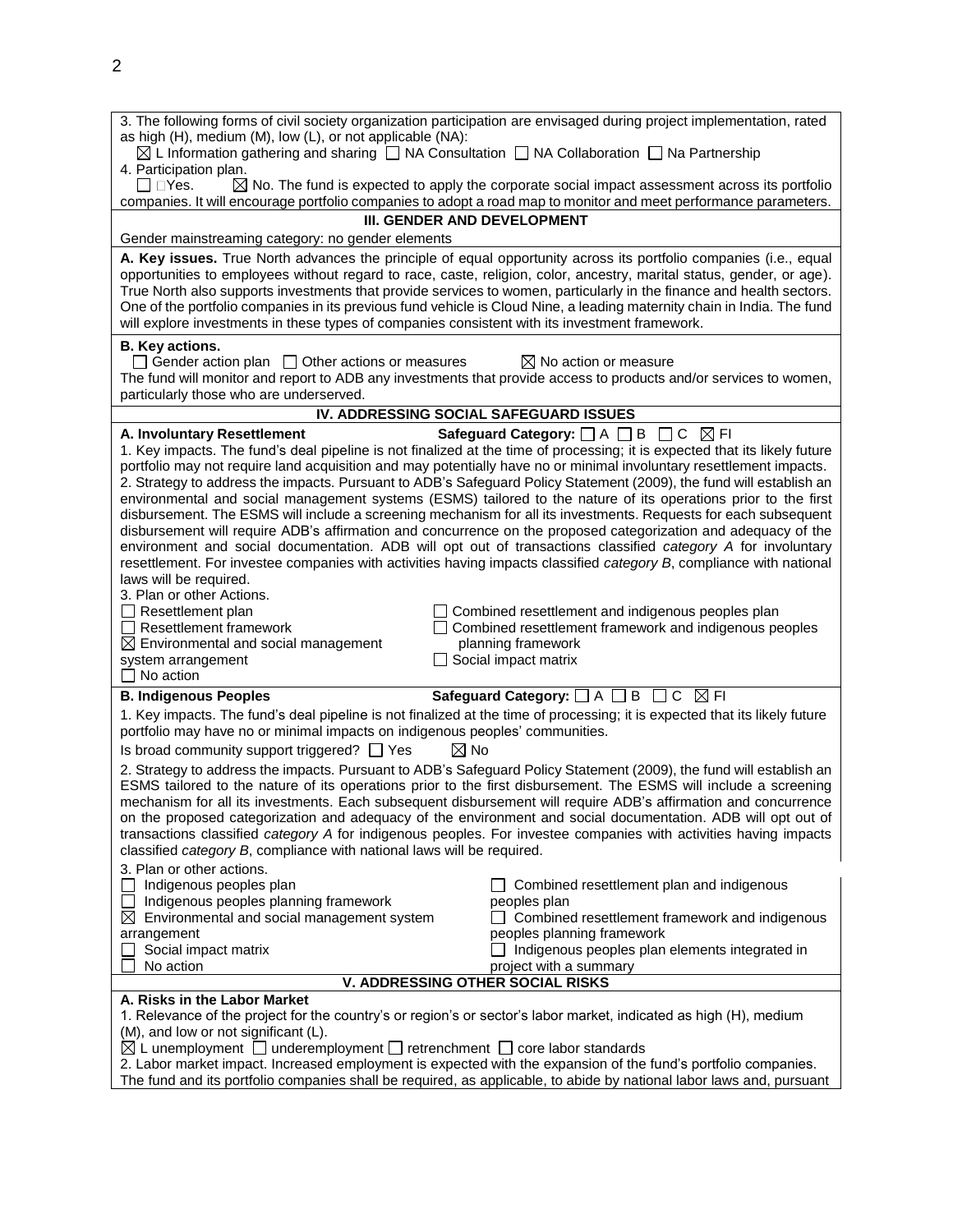3. The following forms of civil society organization participation are envisaged during project implementation, rated as high (H), medium (M), low (L), or not applicable (NA):

☒ L Information gathering and sharing ☐ NA Consultation ☐ NA Collaboration ☐ Na Partnership

4. Participation plan.

☐ Yes. ☒ No. The fund is expected to apply the corporate social impact assessment across its portfolio companies. It will encourage portfolio companies to adopt a road map to monitor and meet performance parameters.

## III. GENDER AND DEVELOPMENT

Gender mainstreaming category: no gender elements

**A. Key issues.** True North advances the principle of equal opportunity across its portfolio companies (i.e., equal opportunities to employees without regard to race, caste, religion, color, ancestry, marital status, gender, or age). True North also supports investments that provide services to women, particularly in the finance and health sectors. One of the portfolio companies in its previous fund vehicle is Cloud Nine, a leading maternity chain in India. The fund will explore investments in these types of companies consistent with its investment framework.

**B. Key actions.**

☐ Gender action plan ☐ Other actions or measures ☒ No action or measure

The fund will monitor and report to ADB any investments that provide access to products and/or services to women, particularly those who are underserved.

## IV. ADDRESSING SOCIAL SAFEGUARD ISSUES

**A. Involuntary Resettlement** **Safeguard Category:** ☐ A ☐ B ☐ C ☒ FI

1. Key impacts. The fund's deal pipeline is not finalized at the time of processing; it is expected that its likely future portfolio may not require land acquisition and may potentially have no or minimal involuntary resettlement impacts.

2. Strategy to address the impacts. Pursuant to ADB's Safeguard Policy Statement (2009), the fund will establish an environmental and social management systems (ESMS) tailored to the nature of its operations prior to the first disbursement. The ESMS will include a screening mechanism for all its investments. Requests for each subsequent disbursement will require ADB's affirmation and concurrence on the proposed categorization and adequacy of the environment and social documentation. ADB will opt out of transactions classified *category A* for involuntary resettlement. For investee companies with activities having impacts classified *category B*, compliance with national laws will be required.

3. Plan or other Actions.

☐ Resettlement plan
☐ Resettlement framework
☒ Environmental and social management system arrangement
☐ No action
☐ Combined resettlement and indigenous peoples plan
☐ Combined resettlement framework and indigenous peoples planning framework
☐ Social impact matrix

**B. Indigenous Peoples** **Safeguard Category:** ☐ A ☐ B ☐ C ☒ FI

1. Key impacts. The fund's deal pipeline is not finalized at the time of processing; it is expected that its likely future portfolio may have no or minimal impacts on indigenous peoples' communities.

Is broad community support triggered? ☐ Yes ☒ No

2. Strategy to address the impacts. Pursuant to ADB's Safeguard Policy Statement (2009), the fund will establish an ESMS tailored to the nature of its operations prior to the first disbursement. The ESMS will include a screening mechanism for all its investments. Each subsequent disbursement will require ADB's affirmation and concurrence on the proposed categorization and adequacy of the environment and social documentation. ADB will opt out of transactions classified *category A* for indigenous peoples. For investee companies with activities having impacts classified *category B*, compliance with national laws will be required.

3. Plan or other actions.

☐ Indigenous peoples plan
☐ Indigenous peoples planning framework
☒ Environmental and social management system arrangement
☐ Social impact matrix
☐ No action
☐ Combined resettlement plan and indigenous peoples plan
☐ Combined resettlement framework and indigenous peoples planning framework
☐ Indigenous peoples plan elements integrated in project with a summary

## V. ADDRESSING OTHER SOCIAL RISKS

**A. Risks in the Labor Market**

1. Relevance of the project for the country's or region's or sector's labor market, indicated as high (H), medium (M), and low or not significant (L).

☒ L unemployment ☐ underemployment ☐ retrenchment ☐ core labor standards

2. Labor market impact. Increased employment is expected with the expansion of the fund's portfolio companies. The fund and its portfolio companies shall be required, as applicable, to abide by national labor laws and, pursuant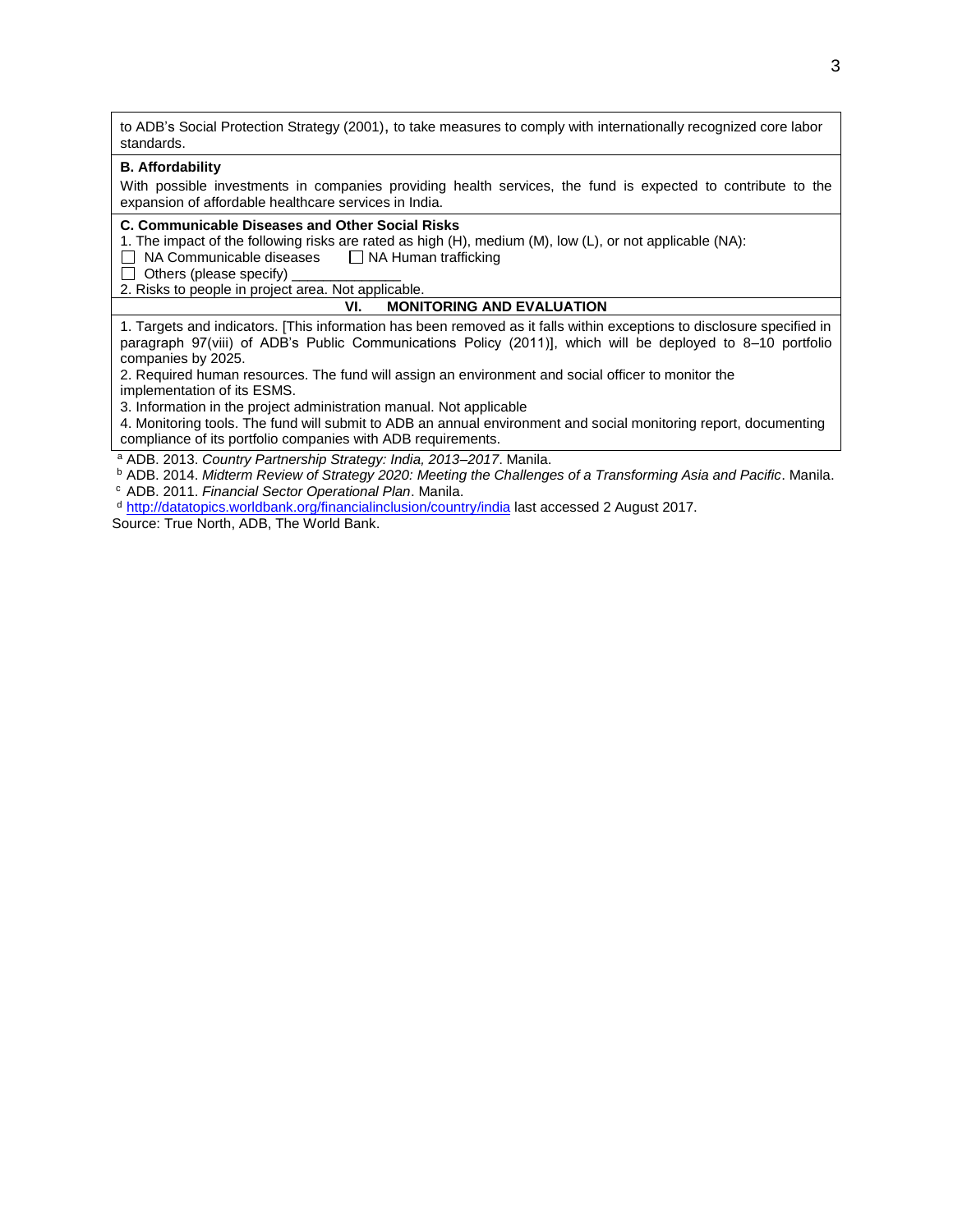to ADB's Social Protection Strategy (2001), to take measures to comply with internationally recognized core labor standards.

**B. Affordability**

With possible investments in companies providing health services, the fund is expected to contribute to the expansion of affordable healthcare services in India.

**C. Communicable Diseases and Other Social Risks**

1. The impact of the following risks are rated as high (H), medium (M), low (L), or not applicable (NA):

☐ NA Communicable diseases ☐ NA Human trafficking

☐ Others (please specify) ______________

2. Risks to people in project area. Not applicable.

## VI. MONITORING AND EVALUATION

1. Targets and indicators. [This information has been removed as it falls within exceptions to disclosure specified in paragraph 97(viii) of ADB's Public Communications Policy (2011)], which will be deployed to 8–10 portfolio companies by 2025.
2. Required human resources. The fund will assign an environment and social officer to monitor the implementation of its ESMS.
3. Information in the project administration manual. Not applicable
4. Monitoring tools. The fund will submit to ADB an annual environment and social monitoring report, documenting compliance of its portfolio companies with ADB requirements.

[a] ADB. 2013. *Country Partnership Strategy: India, 2013–2017*. Manila.

[b] ADB. 2014. *Midterm Review of Strategy 2020: Meeting the Challenges of a Transforming Asia and Pacific*. Manila.

[c] ADB. 2011. *Financial Sector Operational Plan*. Manila.

[d] http://datatopics.worldbank.org/financialinclusion/country/india last accessed 2 August 2017.

Source: True North, ADB, The World Bank.